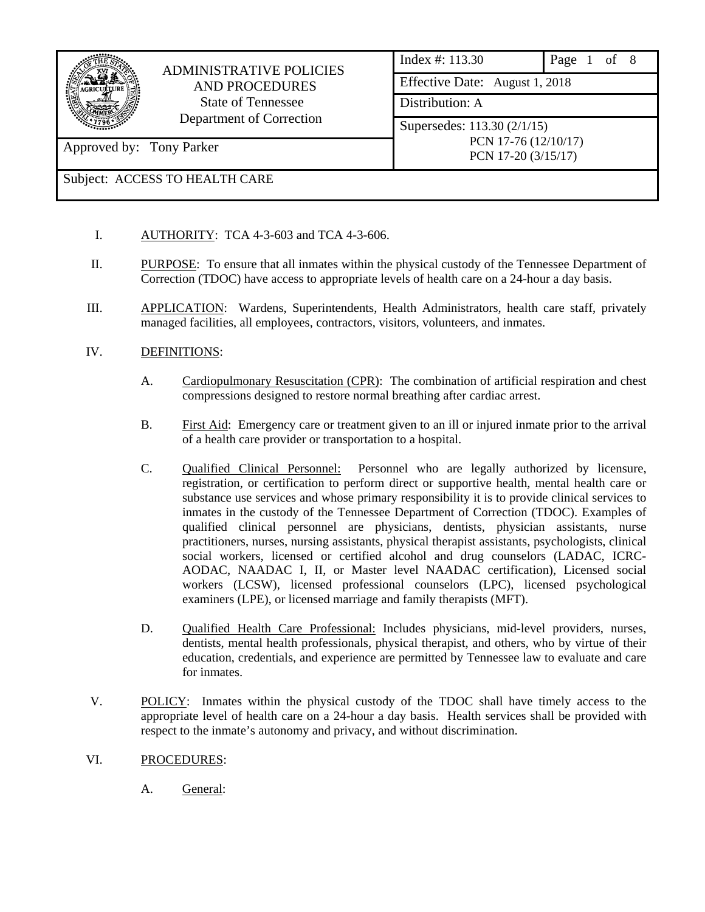| ADMINISTRATIVE POLICIES AND PROCEDURES<br>State of Tennessee<br>Department of Correction | Index #: 113.30 | Page 1 of 8 |
|---|---|---|
| | Effective Date: August 1, 2018 | |
| | Distribution: A | |
| Approved by: Tony Parker | Supersedes: 113.30 (2/1/15)<br>PCN 17-76 (12/10/17)<br>PCN 17-20 (3/15/17) | |
| Subject: ACCESS TO HEALTH CARE | | |

I. AUTHORITY: TCA 4-3-603 and TCA 4-3-606.

II. PURPOSE: To ensure that all inmates within the physical custody of the Tennessee Department of Correction (TDOC) have access to appropriate levels of health care on a 24-hour a day basis.

III. APPLICATION: Wardens, Superintendents, Health Administrators, health care staff, privately managed facilities, all employees, contractors, visitors, volunteers, and inmates.

IV. DEFINITIONS:

A. Cardiopulmonary Resuscitation (CPR): The combination of artificial respiration and chest compressions designed to restore normal breathing after cardiac arrest.

B. First Aid: Emergency care or treatment given to an ill or injured inmate prior to the arrival of a health care provider or transportation to a hospital.

C. Qualified Clinical Personnel: Personnel who are legally authorized by licensure, registration, or certification to perform direct or supportive health, mental health care or substance use services and whose primary responsibility it is to provide clinical services to inmates in the custody of the Tennessee Department of Correction (TDOC). Examples of qualified clinical personnel are physicians, dentists, physician assistants, nurse practitioners, nurses, nursing assistants, physical therapist assistants, psychologists, clinical social workers, licensed or certified alcohol and drug counselors (LADAC, ICRC-AODAC, NAADAC I, II, or Master level NAADAC certification), Licensed social workers (LCSW), licensed professional counselors (LPC), licensed psychological examiners (LPE), or licensed marriage and family therapists (MFT).

D. Qualified Health Care Professional: Includes physicians, mid-level providers, nurses, dentists, mental health professionals, physical therapist, and others, who by virtue of their education, credentials, and experience are permitted by Tennessee law to evaluate and care for inmates.

V. POLICY: Inmates within the physical custody of the TDOC shall have timely access to the appropriate level of health care on a 24-hour a day basis. Health services shall be provided with respect to the inmate's autonomy and privacy, and without discrimination.

VI. PROCEDURES:

A. General: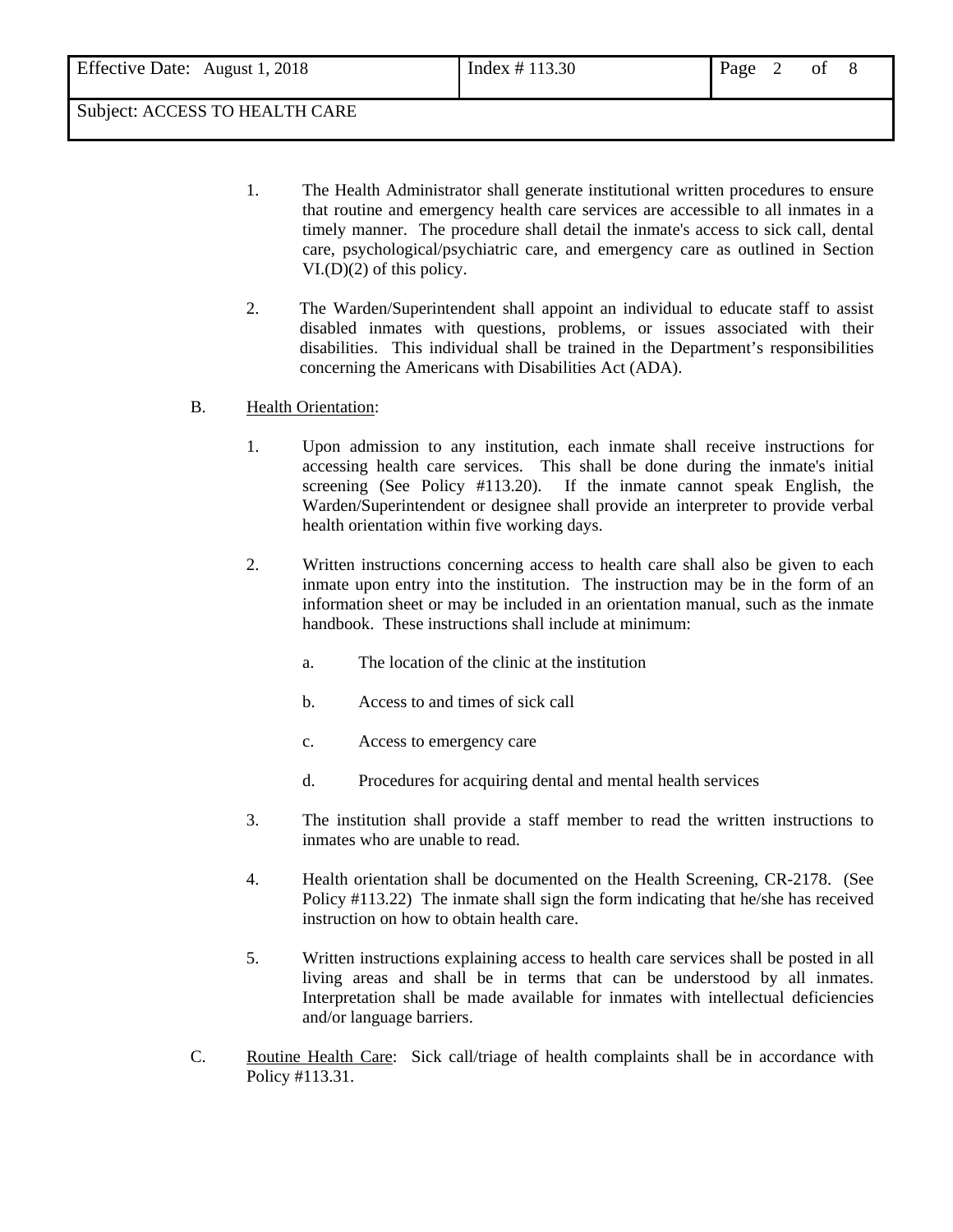1. The Health Administrator shall generate institutional written procedures to ensure that routine and emergency health care services are accessible to all inmates in a timely manner. The procedure shall detail the inmate's access to sick call, dental care, psychological/psychiatric care, and emergency care as outlined in Section VI.(D)(2) of this policy.

2. The Warden/Superintendent shall appoint an individual to educate staff to assist disabled inmates with questions, problems, or issues associated with their disabilities. This individual shall be trained in the Department's responsibilities concerning the Americans with Disabilities Act (ADA).

B. Health Orientation:

1. Upon admission to any institution, each inmate shall receive instructions for accessing health care services. This shall be done during the inmate's initial screening (See Policy #113.20). If the inmate cannot speak English, the Warden/Superintendent or designee shall provide an interpreter to provide verbal health orientation within five working days.

2. Written instructions concerning access to health care shall also be given to each inmate upon entry into the institution. The instruction may be in the form of an information sheet or may be included in an orientation manual, such as the inmate handbook. These instructions shall include at minimum:

   a. The location of the clinic at the institution

   b. Access to and times of sick call

   c. Access to emergency care

   d. Procedures for acquiring dental and mental health services

3. The institution shall provide a staff member to read the written instructions to inmates who are unable to read.

4. Health orientation shall be documented on the Health Screening, CR-2178. (See Policy #113.22) The inmate shall sign the form indicating that he/she has received instruction on how to obtain health care.

5. Written instructions explaining access to health care services shall be posted in all living areas and shall be in terms that can be understood by all inmates. Interpretation shall be made available for inmates with intellectual deficiencies and/or language barriers.

C. Routine Health Care: Sick call/triage of health complaints shall be in accordance with Policy #113.31.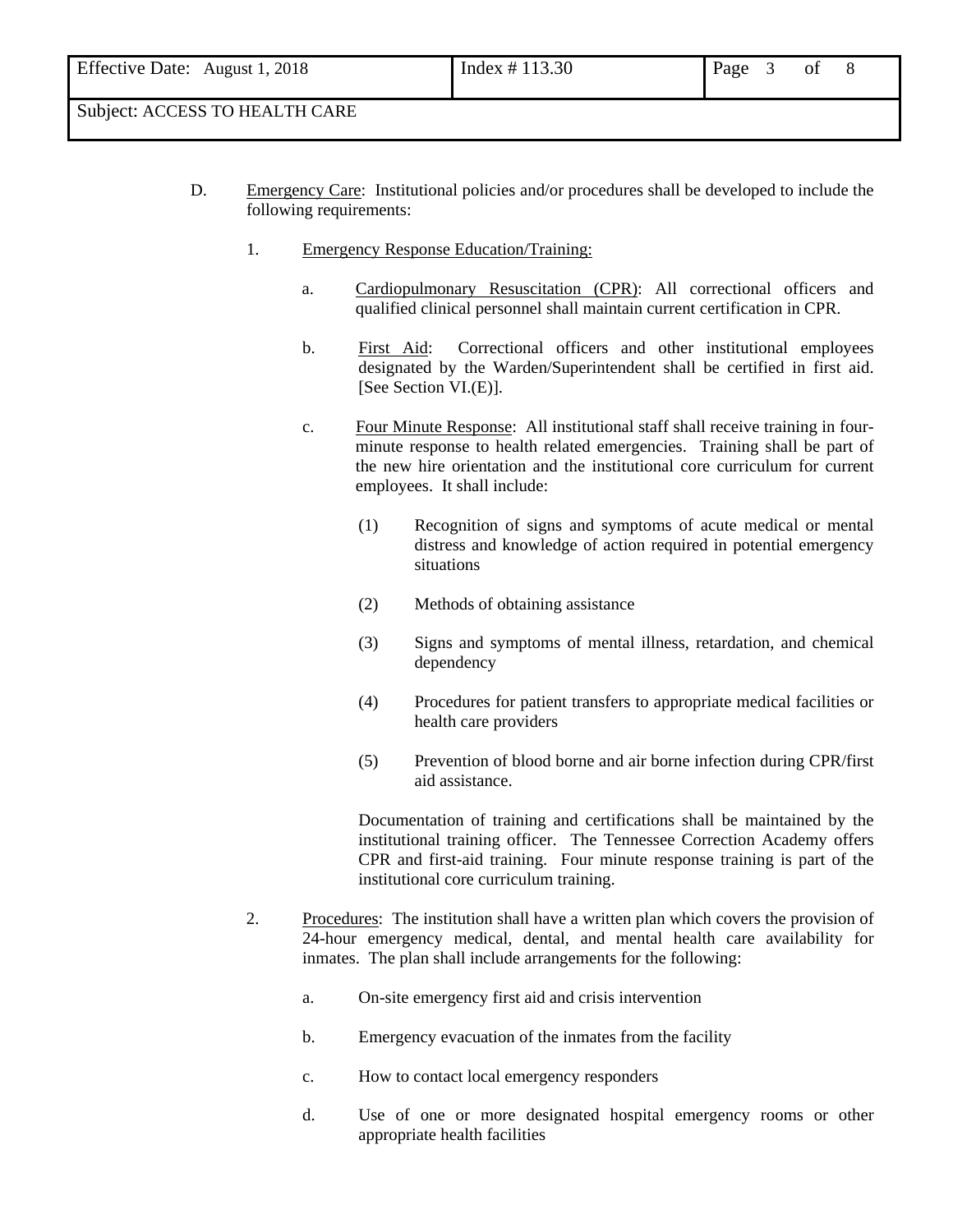D. Emergency Care: Institutional policies and/or procedures shall be developed to include the following requirements:

1. Emergency Response Education/Training:

   a. Cardiopulmonary Resuscitation (CPR): All correctional officers and qualified clinical personnel shall maintain current certification in CPR.

   b. First Aid: Correctional officers and other institutional employees designated by the Warden/Superintendent shall be certified in first aid. [See Section VI.(E)].

   c. Four Minute Response: All institutional staff shall receive training in four-minute response to health related emergencies. Training shall be part of the new hire orientation and the institutional core curriculum for current employees. It shall include:

      (1) Recognition of signs and symptoms of acute medical or mental distress and knowledge of action required in potential emergency situations

      (2) Methods of obtaining assistance

      (3) Signs and symptoms of mental illness, retardation, and chemical dependency

      (4) Procedures for patient transfers to appropriate medical facilities or health care providers

      (5) Prevention of blood borne and air borne infection during CPR/first aid assistance.

      Documentation of training and certifications shall be maintained by the institutional training officer. The Tennessee Correction Academy offers CPR and first-aid training. Four minute response training is part of the institutional core curriculum training.

2. Procedures: The institution shall have a written plan which covers the provision of 24-hour emergency medical, dental, and mental health care availability for inmates. The plan shall include arrangements for the following:

   a. On-site emergency first aid and crisis intervention

   b. Emergency evacuation of the inmates from the facility

   c. How to contact local emergency responders

   d. Use of one or more designated hospital emergency rooms or other appropriate health facilities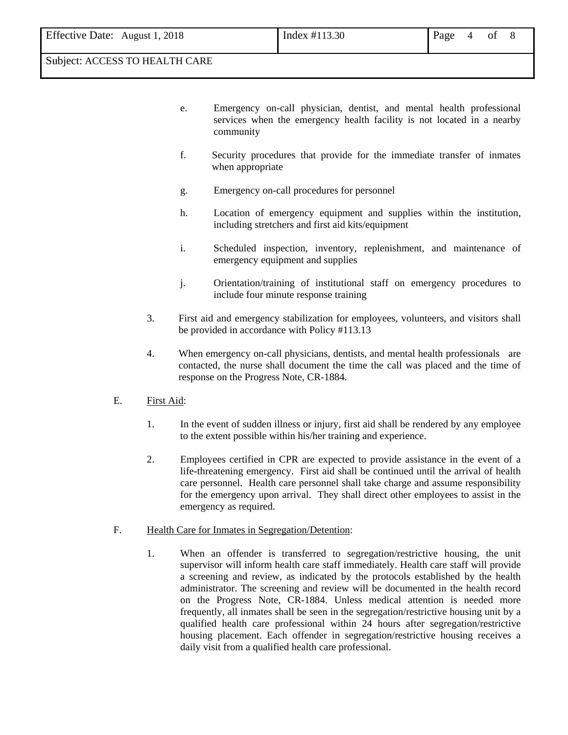e. Emergency on-call physician, dentist, and mental health professional services when the emergency health facility is not located in a nearby community

f. Security procedures that provide for the immediate transfer of inmates when appropriate

g. Emergency on-call procedures for personnel

h. Location of emergency equipment and supplies within the institution, including stretchers and first aid kits/equipment

i. Scheduled inspection, inventory, replenishment, and maintenance of emergency equipment and supplies

j. Orientation/training of institutional staff on emergency procedures to include four minute response training

3. First aid and emergency stabilization for employees, volunteers, and visitors shall be provided in accordance with Policy #113.13

4. When emergency on-call physicians, dentists, and mental health professionals are contacted, the nurse shall document the time the call was placed and the time of response on the Progress Note, CR-1884.

E. First Aid:

1. In the event of sudden illness or injury, first aid shall be rendered by any employee to the extent possible within his/her training and experience.

2. Employees certified in CPR are expected to provide assistance in the event of a life-threatening emergency. First aid shall be continued until the arrival of health care personnel. Health care personnel shall take charge and assume responsibility for the emergency upon arrival. They shall direct other employees to assist in the emergency as required.

F. Health Care for Inmates in Segregation/Detention:

1. When an offender is transferred to segregation/restrictive housing, the unit supervisor will inform health care staff immediately. Health care staff will provide a screening and review, as indicated by the protocols established by the health administrator. The screening and review will be documented in the health record on the Progress Note, CR-1884. Unless medical attention is needed more frequently, all inmates shall be seen in the segregation/restrictive housing unit by a qualified health care professional within 24 hours after segregation/restrictive housing placement. Each offender in segregation/restrictive housing receives a daily visit from a qualified health care professional.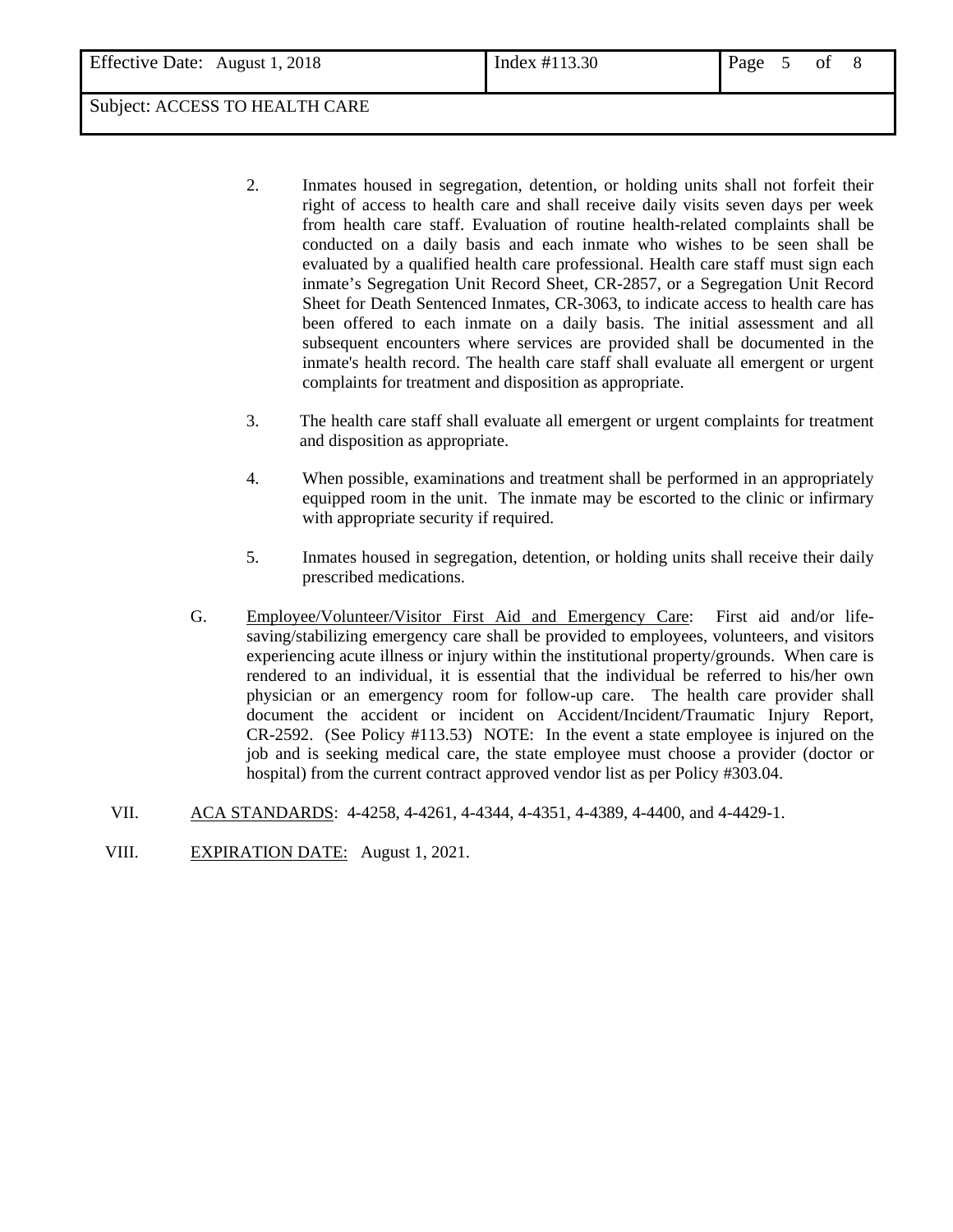2. Inmates housed in segregation, detention, or holding units shall not forfeit their right of access to health care and shall receive daily visits seven days per week from health care staff. Evaluation of routine health-related complaints shall be conducted on a daily basis and each inmate who wishes to be seen shall be evaluated by a qualified health care professional. Health care staff must sign each inmate's Segregation Unit Record Sheet, CR-2857, or a Segregation Unit Record Sheet for Death Sentenced Inmates, CR-3063, to indicate access to health care has been offered to each inmate on a daily basis. The initial assessment and all subsequent encounters where services are provided shall be documented in the inmate's health record. The health care staff shall evaluate all emergent or urgent complaints for treatment and disposition as appropriate.

3. The health care staff shall evaluate all emergent or urgent complaints for treatment and disposition as appropriate.

4. When possible, examinations and treatment shall be performed in an appropriately equipped room in the unit. The inmate may be escorted to the clinic or infirmary with appropriate security if required.

5. Inmates housed in segregation, detention, or holding units shall receive their daily prescribed medications.

G. Employee/Volunteer/Visitor First Aid and Emergency Care: First aid and/or life-saving/stabilizing emergency care shall be provided to employees, volunteers, and visitors experiencing acute illness or injury within the institutional property/grounds. When care is rendered to an individual, it is essential that the individual be referred to his/her own physician or an emergency room for follow-up care. The health care provider shall document the accident or incident on Accident/Incident/Traumatic Injury Report, CR-2592. (See Policy #113.53) NOTE: In the event a state employee is injured on the job and is seeking medical care, the state employee must choose a provider (doctor or hospital) from the current contract approved vendor list as per Policy #303.04.

VII. ACA STANDARDS: 4-4258, 4-4261, 4-4344, 4-4351, 4-4389, 4-4400, and 4-4429-1.

VIII. EXPIRATION DATE: August 1, 2021.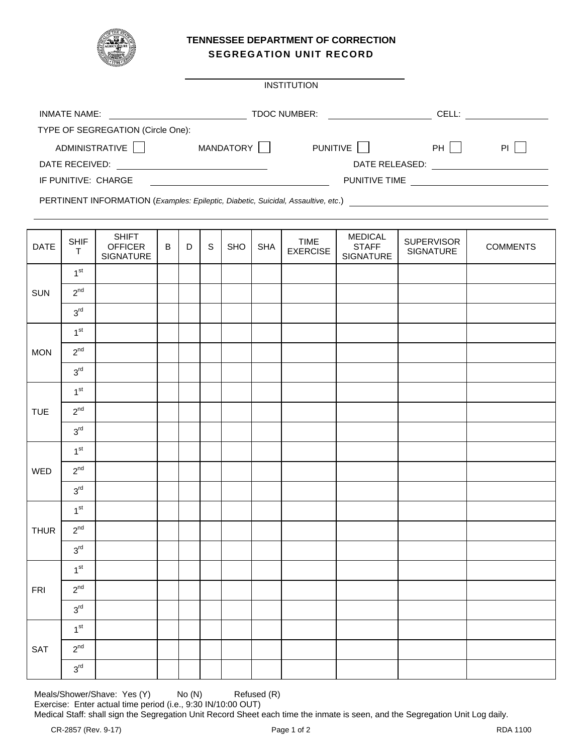# TENNESSEE DEPARTMENT OF CORRECTION
## SEGREGATION UNIT RECORD

______________________________
INSTITUTION

INMATE NAME: ______________________ TDOC NUMBER: ______________________ CELL: ______________

TYPE OF SEGREGATION (Circle One):

ADMINISTRATIVE ☐ MANDATORY ☐ PUNITIVE ☐ PH ☐ PI ☐

DATE RECEIVED: ______________________ DATE RELEASED: ______________________

IF PUNITIVE: CHARGE ______________________ PUNITIVE TIME ______________________

PERTINENT INFORMATION (*Examples: Epileptic, Diabetic, Suicidal, Assaultive, etc.*) ______________________

______________________________________________________________________________

| DATE | SHIFT | SHIFT OFFICER SIGNATURE | B | D | S | SHO | SHA | TIME EXERCISE | MEDICAL STAFF SIGNATURE | SUPERVISOR SIGNATURE | COMMENTS |
|---|---|---|---|---|---|---|---|---|---|---|---|
| SUN | 1st | | | | | | | | | | |
| | 2nd | | | | | | | | | | |
| | 3rd | | | | | | | | | | |
| MON | 1st | | | | | | | | | | |
| | 2nd | | | | | | | | | | |
| | 3rd | | | | | | | | | | |
| TUE | 1st | | | | | | | | | | |
| | 2nd | | | | | | | | | | |
| | 3rd | | | | | | | | | | |
| WED | 1st | | | | | | | | | | |
| | 2nd | | | | | | | | | | |
| | 3rd | | | | | | | | | | |
| THUR | 1st | | | | | | | | | | |
| | 2nd | | | | | | | | | | |
| | 3rd | | | | | | | | | | |
| FRI | 1st | | | | | | | | | | |
| | 2nd | | | | | | | | | | |
| | 3rd | | | | | | | | | | |
| SAT | 1st | | | | | | | | | | |
| | 2nd | | | | | | | | | | |
| | 3rd | | | | | | | | | | |

Meals/Shower/Shave: Yes (Y) No (N) Refused (R)
Exercise: Enter actual time period (i.e., 9:30 IN/10:00 OUT)
Medical Staff: shall sign the Segregation Unit Record Sheet each time the inmate is seen, and the Segregation Unit Log daily.

CR-2857 (Rev. 9-17) RDA 1100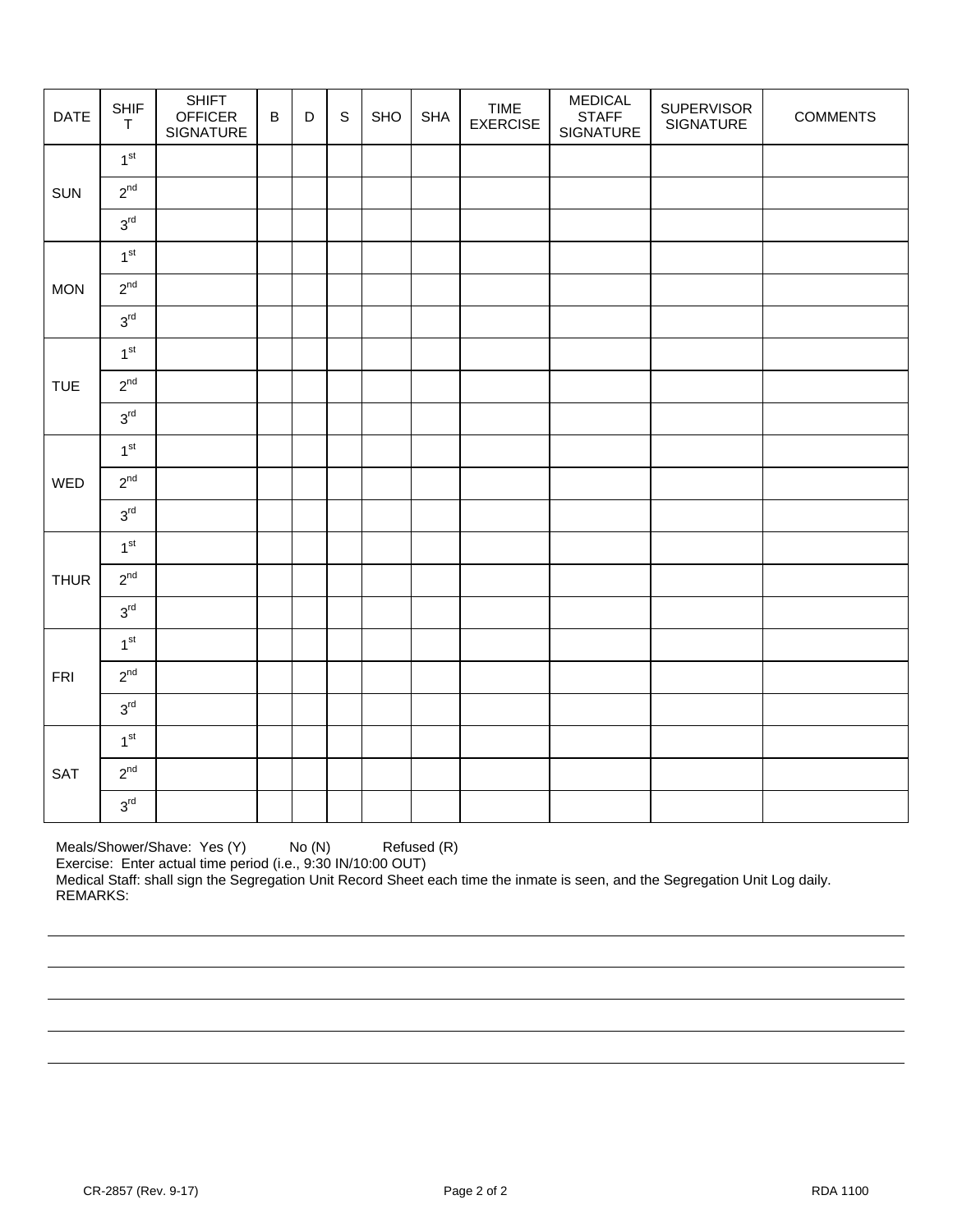| DATE | SHIFT | SHIFT OFFICER SIGNATURE | B | D | S | SHO | SHA | TIME EXERCISE | MEDICAL STAFF SIGNATURE | SUPERVISOR SIGNATURE | COMMENTS |
|---|---|---|---|---|---|---|---|---|---|---|---|
| SUN | 1st | | | | | | | | | | |
| | 2nd | | | | | | | | | | |
| | 3rd | | | | | | | | | | |
| MON | 1st | | | | | | | | | | |
| | 2nd | | | | | | | | | | |
| | 3rd | | | | | | | | | | |
| TUE | 1st | | | | | | | | | | |
| | 2nd | | | | | | | | | | |
| | 3rd | | | | | | | | | | |
| WED | 1st | | | | | | | | | | |
| | 2nd | | | | | | | | | | |
| | 3rd | | | | | | | | | | |
| THUR | 1st | | | | | | | | | | |
| | 2nd | | | | | | | | | | |
| | 3rd | | | | | | | | | | |
| FRI | 1st | | | | | | | | | | |
| | 2nd | | | | | | | | | | |
| | 3rd | | | | | | | | | | |
| SAT | 1st | | | | | | | | | | |
| | 2nd | | | | | | | | | | |
| | 3rd | | | | | | | | | | |

Meals/Shower/Shave: Yes (Y) No (N) Refused (R)
Exercise: Enter actual time period (i.e., 9:30 IN/10:00 OUT)
Medical Staff: shall sign the Segregation Unit Record Sheet each time the inmate is seen, and the Segregation Unit Log daily.
REMARKS:

\_\_\_\_\_\_\_\_\_\_\_\_\_\_\_\_\_\_\_\_\_\_\_\_\_\_\_\_\_\_\_\_\_\_\_\_\_\_\_\_

\_\_\_\_\_\_\_\_\_\_\_\_\_\_\_\_\_\_\_\_\_\_\_\_\_\_\_\_\_\_\_\_\_\_\_\_\_\_\_\_

\_\_\_\_\_\_\_\_\_\_\_\_\_\_\_\_\_\_\_\_\_\_\_\_\_\_\_\_\_\_\_\_\_\_\_\_\_\_\_\_

\_\_\_\_\_\_\_\_\_\_\_\_\_\_\_\_\_\_\_\_\_\_\_\_\_\_\_\_\_\_\_\_\_\_\_\_\_\_\_\_

\_\_\_\_\_\_\_\_\_\_\_\_\_\_\_\_\_\_\_\_\_\_\_\_\_\_\_\_\_\_\_\_\_\_\_\_\_\_\_\_

CR-2857 (Rev. 9-17) RDA 1100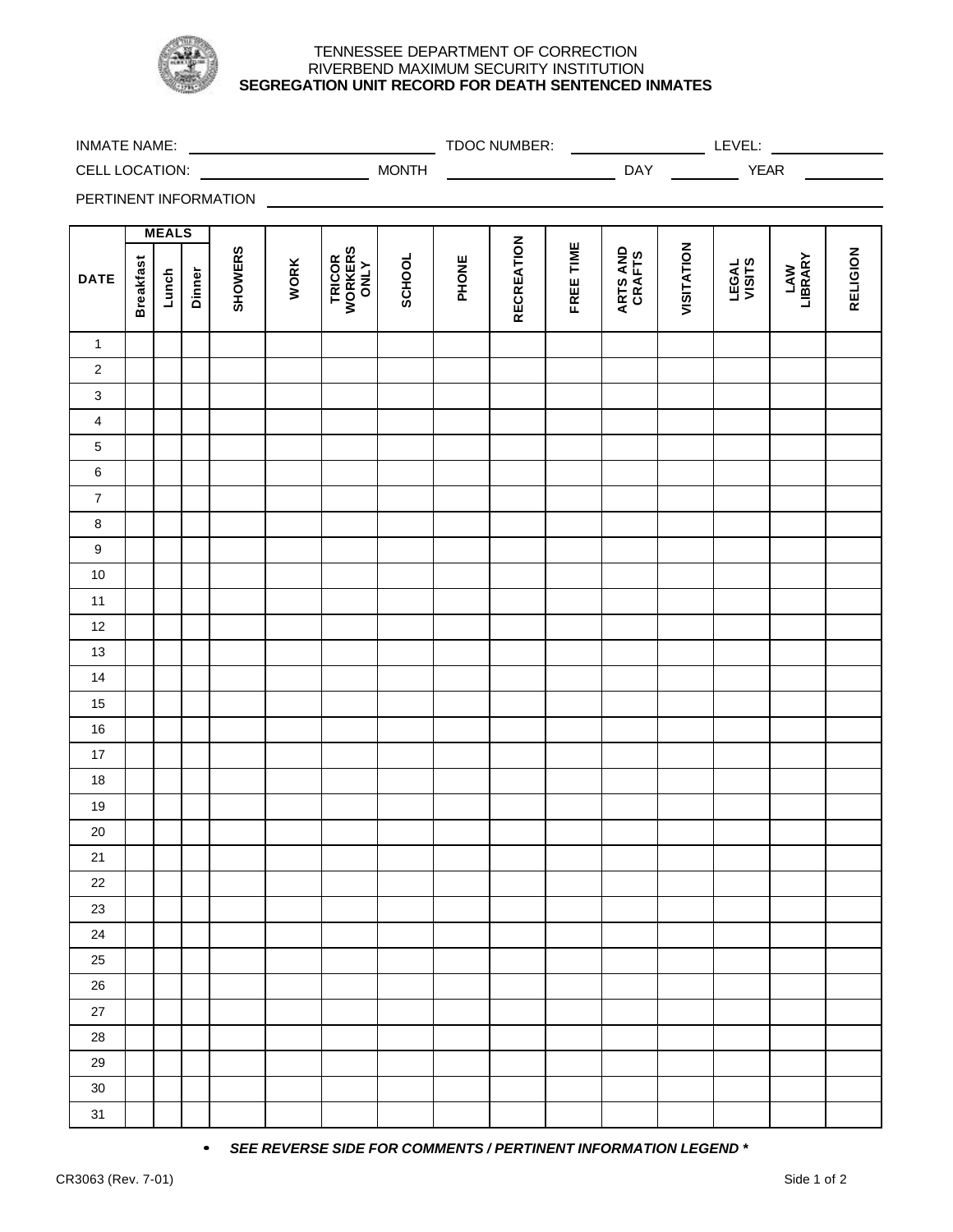TENNESSEE DEPARTMENT OF CORRECTION
RIVERBEND MAXIMUM SECURITY INSTITUTION
**SEGREGATION UNIT RECORD FOR DEATH SENTENCED INMATES**

INMATE NAME: ____________________ TDOC NUMBER: ____________ LEVEL: __________

CELL LOCATION: ______________ MONTH ______________ DAY ________ YEAR ________

PERTINENT INFORMATION ________________________________________________

| DATE | MEALS | | | SHOWERS | WORK | TRICOR WORKERS ONLY | SCHOOL | PHONE | RECREATION | FREE TIME | ARTS AND CRAFTS | VISITATION | LEGAL VISITS | LAW LIBRARY | RELIGION |
|---|---|---|---|---|---|---|---|---|---|---|---|---|---|---|---|
| | Breakfast | Lunch | Dinner | | | | | | | | | | | | |
| 1 | | | | | | | | | | | | | | | |
| 2 | | | | | | | | | | | | | | | |
| 3 | | | | | | | | | | | | | | | |
| 4 | | | | | | | | | | | | | | | |
| 5 | | | | | | | | | | | | | | | |
| 6 | | | | | | | | | | | | | | | |
| 7 | | | | | | | | | | | | | | | |
| 8 | | | | | | | | | | | | | | | |
| 9 | | | | | | | | | | | | | | | |
| 10 | | | | | | | | | | | | | | | |
| 11 | | | | | | | | | | | | | | | |
| 12 | | | | | | | | | | | | | | | |
| 13 | | | | | | | | | | | | | | | |
| 14 | | | | | | | | | | | | | | | |
| 15 | | | | | | | | | | | | | | | |
| 16 | | | | | | | | | | | | | | | |
| 17 | | | | | | | | | | | | | | | |
| 18 | | | | | | | | | | | | | | | |
| 19 | | | | | | | | | | | | | | | |
| 20 | | | | | | | | | | | | | | | |
| 21 | | | | | | | | | | | | | | | |
| 22 | | | | | | | | | | | | | | | |
| 23 | | | | | | | | | | | | | | | |
| 24 | | | | | | | | | | | | | | | |
| 25 | | | | | | | | | | | | | | | |
| 26 | | | | | | | | | | | | | | | |
| 27 | | | | | | | | | | | | | | | |
| 28 | | | | | | | | | | | | | | | |
| 29 | | | | | | | | | | | | | | | |
| 30 | | | | | | | | | | | | | | | |
| 31 | | | | | | | | | | | | | | | |

- ***SEE REVERSE SIDE FOR COMMENTS / PERTINENT INFORMATION LEGEND \****

CR3063 (Rev. 7-01)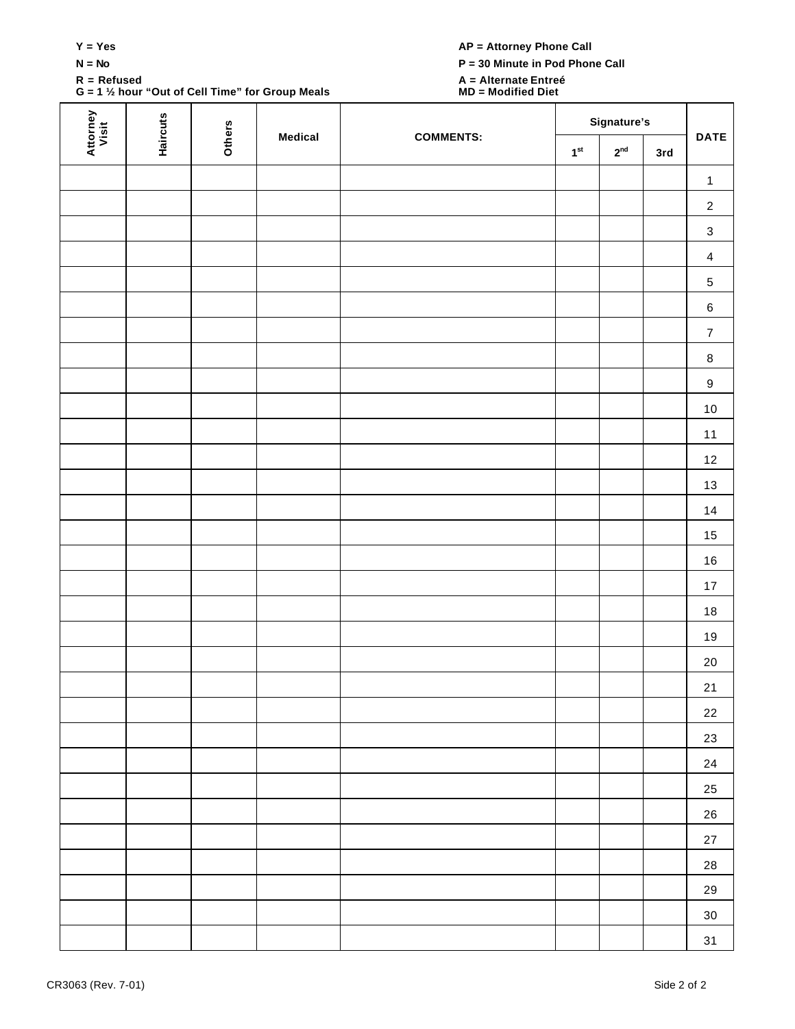**Y = Yes**

**N = No**

**R = Refused**

**G = 1 ½ hour "Out of Cell Time" for Group Meals**

**AP = Attorney Phone Call**

**P = 30 Minute in Pod Phone Call**

**A = Alternate Entreé**

**MD = Modified Diet**

| Attorney Visit | Haircuts | Others | Medical | COMMENTS: | Signature's | | | DATE |
|---|---|---|---|---|---|---|---|---|
| | | | | | 1st | 2nd | 3rd | |
| | | | | | | | | 1 |
| | | | | | | | | 2 |
| | | | | | | | | 3 |
| | | | | | | | | 4 |
| | | | | | | | | 5 |
| | | | | | | | | 6 |
| | | | | | | | | 7 |
| | | | | | | | | 8 |
| | | | | | | | | 9 |
| | | | | | | | | 10 |
| | | | | | | | | 11 |
| | | | | | | | | 12 |
| | | | | | | | | 13 |
| | | | | | | | | 14 |
| | | | | | | | | 15 |
| | | | | | | | | 16 |
| | | | | | | | | 17 |
| | | | | | | | | 18 |
| | | | | | | | | 19 |
| | | | | | | | | 20 |
| | | | | | | | | 21 |
| | | | | | | | | 22 |
| | | | | | | | | 23 |
| | | | | | | | | 24 |
| | | | | | | | | 25 |
| | | | | | | | | 26 |
| | | | | | | | | 27 |
| | | | | | | | | 28 |
| | | | | | | | | 29 |
| | | | | | | | | 30 |
| | | | | | | | | 31 |

CR3063 (Rev. 7-01)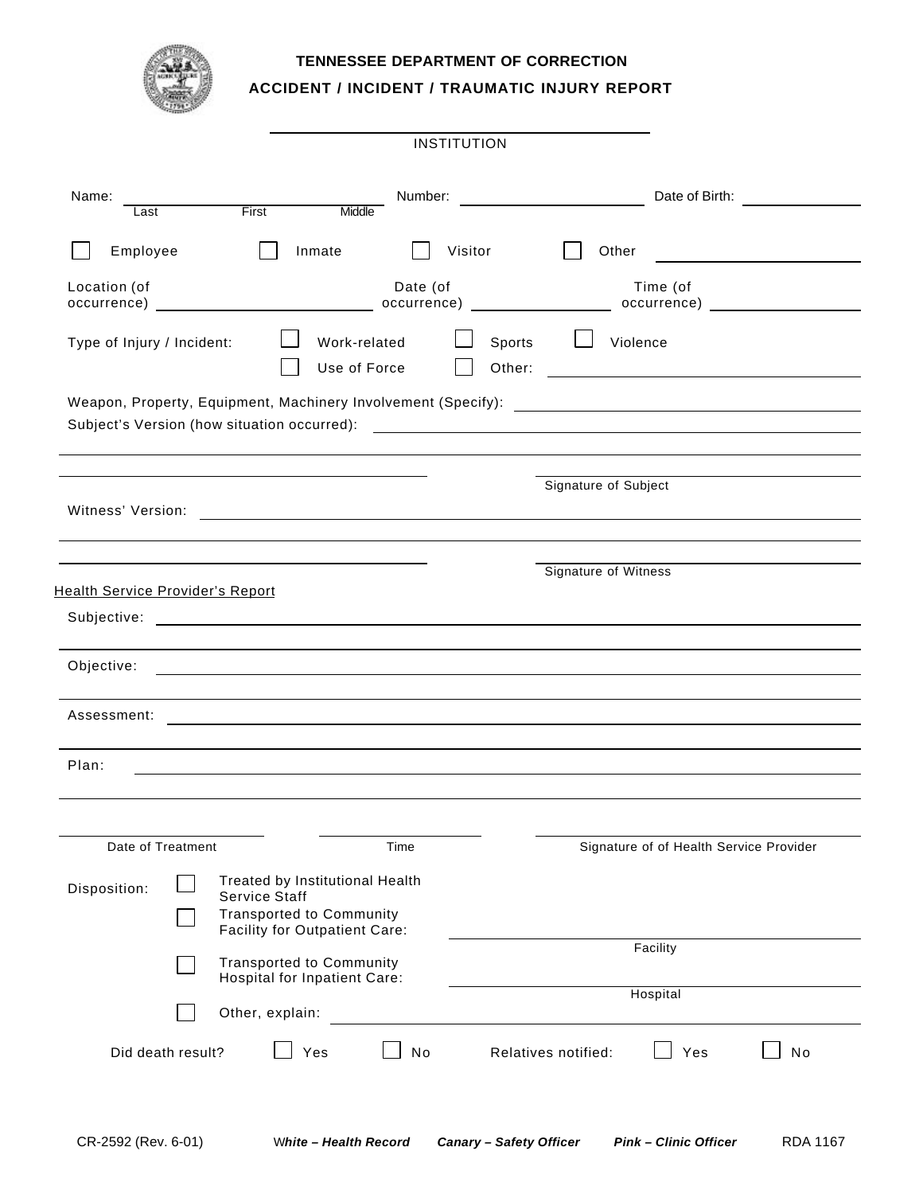# TENNESSEE DEPARTMENT OF CORRECTION

## ACCIDENT / INCIDENT / TRAUMATIC INJURY REPORT

______________________________
INSTITUTION

Name: ______________________________ Number: ____________________ Date of Birth: ____________
Last First Middle

☐ Employee ☐ Inmate ☐ Visitor ☐ Other ____________________

Location (of occurrence) ____________________ Date (of occurrence) ______________ Time (of occurrence) ______________

Type of Injury / Incident: ☐ Work-related ☐ Sports ☐ Violence
☐ Use of Force ☐ Other: ____________________

Weapon, Property, Equipment, Machinery Involvement (Specify): ______________________________

Subject's Version (how situation occurred): ______________________________

______________________________

______________________________ ______________________________
Signature of Subject

Witness' Version: ______________________________

______________________________

______________________________ ______________________________
Signature of Witness

Health Service Provider's Report

Subjective: ______________________________

______________________________

Objective: ______________________________

______________________________

Assessment: ______________________________

______________________________

Plan: ______________________________

______________________________

______________ ______________ ______________________________
Date of Treatment Time Signature of of Health Service Provider

Disposition:
☐ Treated by Institutional Health Service Staff
☐ Transported to Community Facility for Outpatient Care: ______________________________ Facility
☐ Transported to Community Hospital for Inpatient Care: ______________________________ Hospital
☐ Other, explain: ______________________________

Did death result? ☐ Yes ☐ No Relatives notified: ☐ Yes ☐ No

CR-2592 (Rev. 6-01) ***White – Health Record*** ***Canary – Safety Officer*** ***Pink – Clinic Officer*** RDA 1167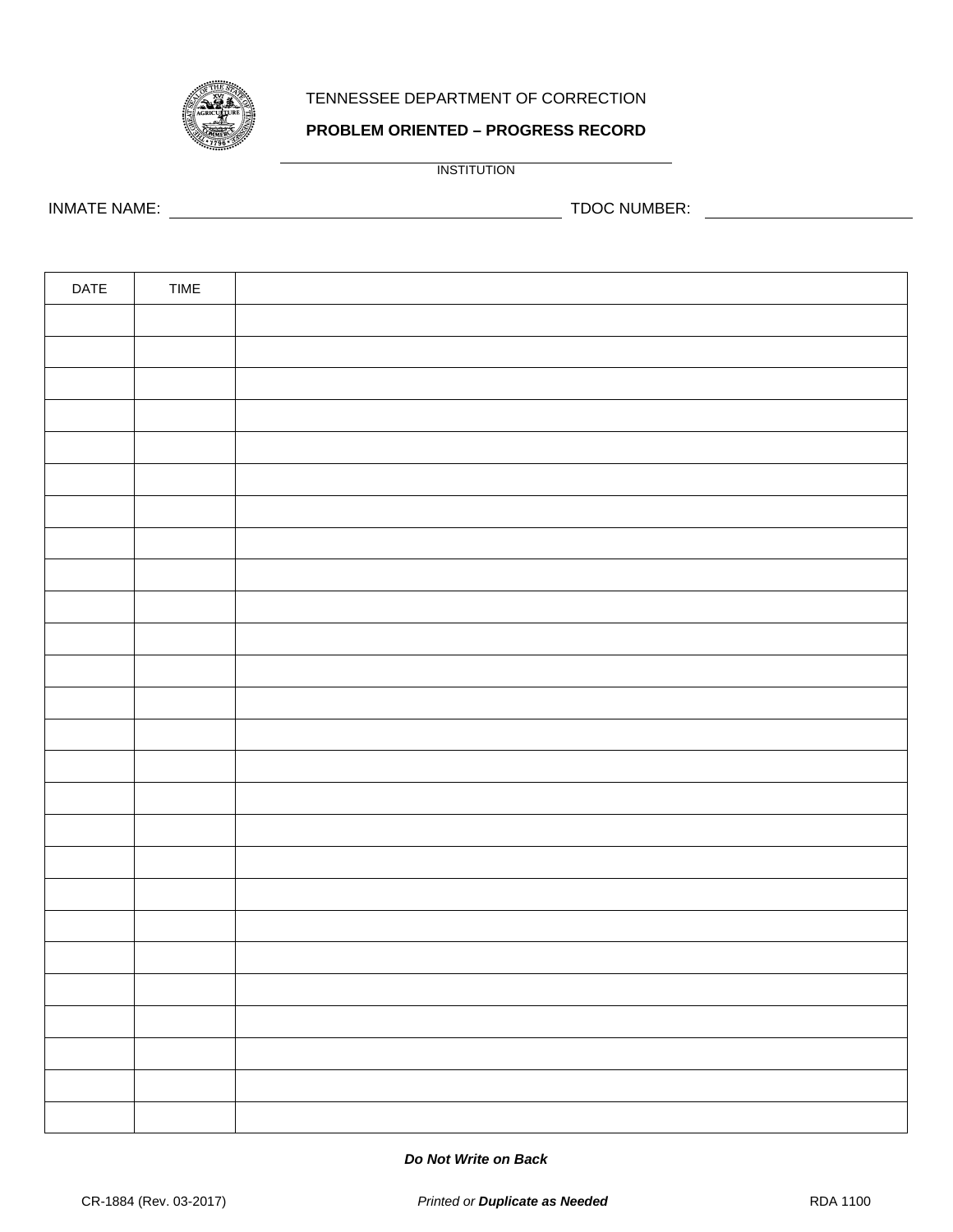TENNESSEE DEPARTMENT OF CORRECTION

**PROBLEM ORIENTED – PROGRESS RECORD**

_______________________________________
INSTITUTION

INMATE NAME: _______________________________ TDOC NUMBER: ____________________

| DATE | TIME | |
|---|---|---|
| | | |
| | | |
| | | |
| | | |
| | | |
| | | |
| | | |
| | | |
| | | |
| | | |
| | | |
| | | |
| | | |
| | | |
| | | |
| | | |
| | | |
| | | |
| | | |
| | | |
| | | |
| | | |
| | | |
| | | |
| | | |
| | | |

***Do Not Write on Back***

CR-1884 (Rev. 03-2017) *Printed or* ***Duplicate as Needed*** RDA 1100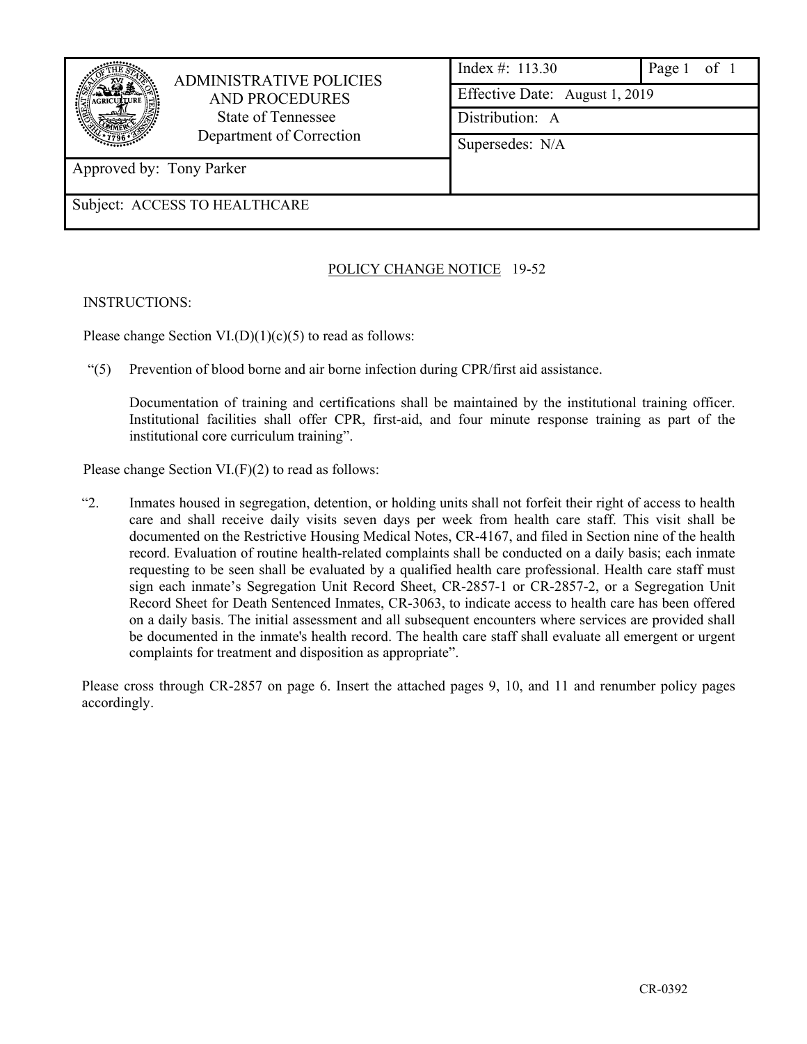| ADMINISTRATIVE POLICIES AND PROCEDURES State of Tennessee Department of Correction | Index #: 113.30 | Page 1 of 1 |
| --- | --- | --- |
| | Effective Date: August 1, 2019 | |
| | Distribution: A | |
| | Supersedes: N/A | |
| Approved by: Tony Parker | | |
| Subject: ACCESS TO HEALTHCARE | | |

POLICY CHANGE NOTICE 19-52

INSTRUCTIONS:

Please change Section VI.(D)(1)(c)(5) to read as follows:

"(5) Prevention of blood borne and air borne infection during CPR/first aid assistance.

Documentation of training and certifications shall be maintained by the institutional training officer. Institutional facilities shall offer CPR, first-aid, and four minute response training as part of the institutional core curriculum training".

Please change Section VI.(F)(2) to read as follows:

"2. Inmates housed in segregation, detention, or holding units shall not forfeit their right of access to health care and shall receive daily visits seven days per week from health care staff. This visit shall be documented on the Restrictive Housing Medical Notes, CR-4167, and filed in Section nine of the health record. Evaluation of routine health-related complaints shall be conducted on a daily basis; each inmate requesting to be seen shall be evaluated by a qualified health care professional. Health care staff must sign each inmate's Segregation Unit Record Sheet, CR-2857-1 or CR-2857-2, or a Segregation Unit Record Sheet for Death Sentenced Inmates, CR-3063, to indicate access to health care has been offered on a daily basis. The initial assessment and all subsequent encounters where services are provided shall be documented in the inmate's health record. The health care staff shall evaluate all emergent or urgent complaints for treatment and disposition as appropriate".

Please cross through CR-2857 on page 6. Insert the attached pages 9, 10, and 11 and renumber policy pages accordingly.

CR-0392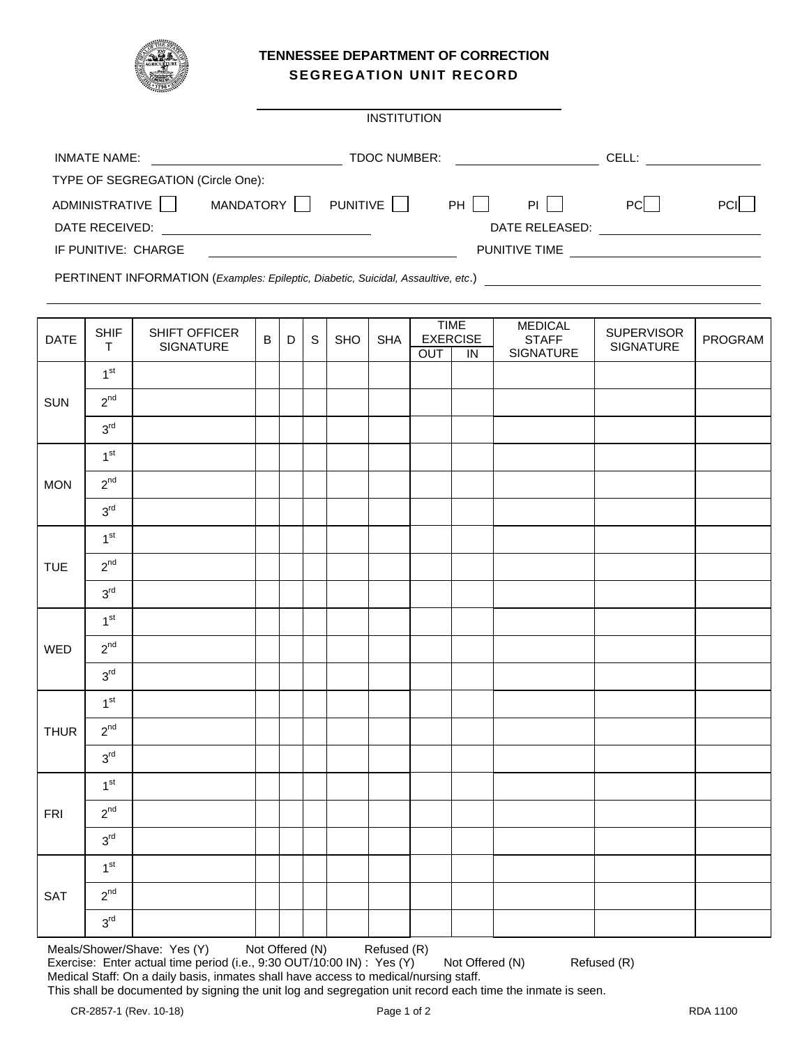# TENNESSEE DEPARTMENT OF CORRECTION
## SEGREGATION UNIT RECORD

______________________________
INSTITUTION

INMATE NAME: ______________________ TDOC NUMBER: ____________________ CELL: ______________

TYPE OF SEGREGATION (Circle One):

ADMINISTRATIVE ☐ MANDATORY ☐ PUNITIVE ☐ PH ☐ PI ☐ PC ☐ PCI ☐

DATE RECEIVED: ______________________ DATE RELEASED: ______________________

IF PUNITIVE: CHARGE ______________________ PUNITIVE TIME ______________________

PERTINENT INFORMATION (*Examples: Epileptic, Diabetic, Suicidal, Assaultive, etc*.) ______________________

| DATE | SHIFT | SHIFT OFFICER SIGNATURE | B | D | S | SHO | SHA | TIME EXERCISE | | MEDICAL STAFF SIGNATURE | SUPERVISOR SIGNATURE | PROGRAM |
|---|---|---|---|---|---|---|---|---|---|---|---|---|
| | | | | | | | | OUT | IN | | | |
| SUN | 1st | | | | | | | | | | | |
| | 2nd | | | | | | | | | | | |
| | 3rd | | | | | | | | | | | |
| MON | 1st | | | | | | | | | | | |
| | 2nd | | | | | | | | | | | |
| | 3rd | | | | | | | | | | | |
| TUE | 1st | | | | | | | | | | | |
| | 2nd | | | | | | | | | | | |
| | 3rd | | | | | | | | | | | |
| WED | 1st | | | | | | | | | | | |
| | 2nd | | | | | | | | | | | |
| | 3rd | | | | | | | | | | | |
| THUR | 1st | | | | | | | | | | | |
| | 2nd | | | | | | | | | | | |
| | 3rd | | | | | | | | | | | |
| FRI | 1st | | | | | | | | | | | |
| | 2nd | | | | | | | | | | | |
| | 3rd | | | | | | | | | | | |
| SAT | 1st | | | | | | | | | | | |
| | 2nd | | | | | | | | | | | |
| | 3rd | | | | | | | | | | | |

Meals/Shower/Shave: Yes (Y) Not Offered (N) Refused (R)
Exercise: Enter actual time period (i.e., 9:30 OUT/10:00 IN) : Yes (Y) Not Offered (N) Refused (R)
Medical Staff: On a daily basis, inmates shall have access to medical/nursing staff.
This shall be documented by signing the unit log and segregation unit record each time the inmate is seen.

CR-2857-1 (Rev. 10-18) RDA 1100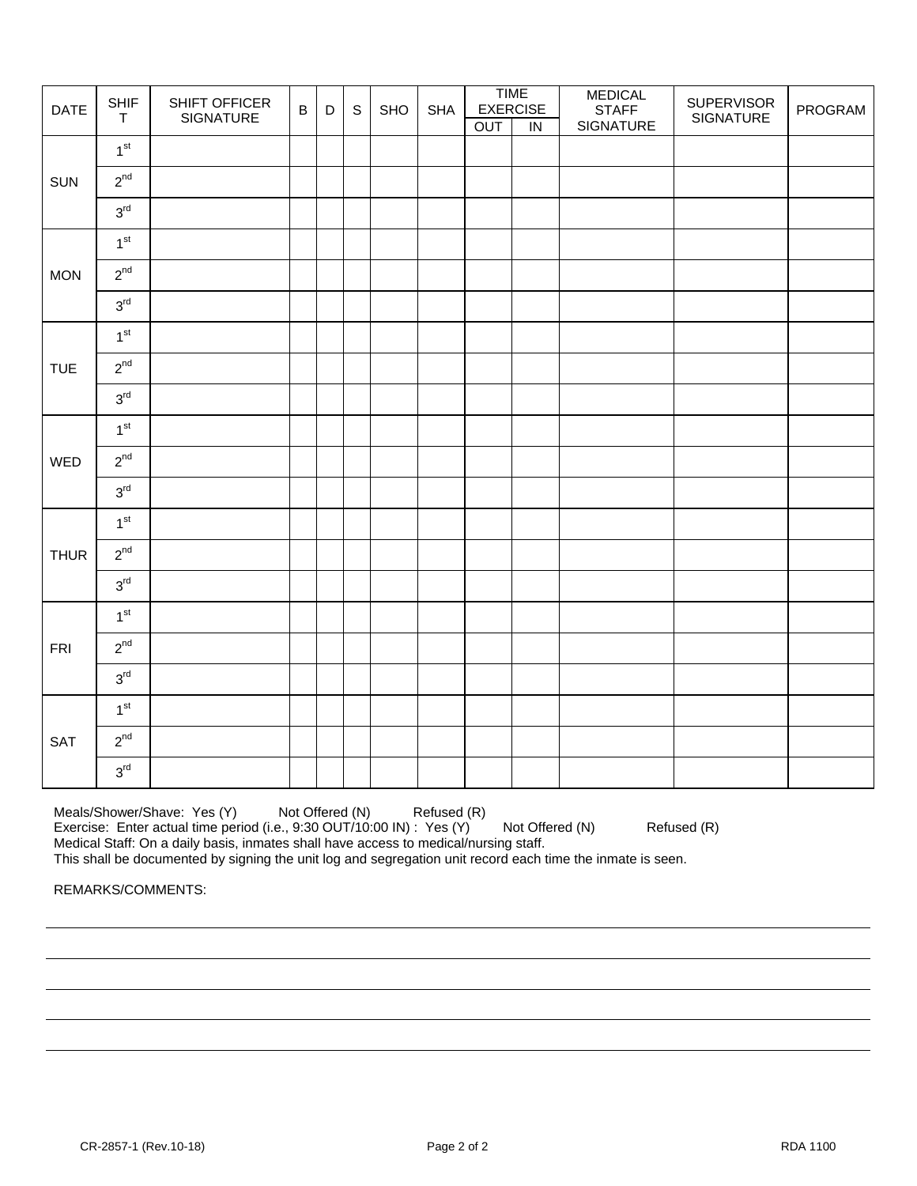| DATE | SHIFT | SHIFT OFFICER SIGNATURE | B | D | S | SHO | SHA | TIME EXERCISE | | MEDICAL STAFF SIGNATURE | SUPERVISOR SIGNATURE | PROGRAM |
|---|---|---|---|---|---|---|---|---|---|---|---|---|
| | | | | | | | | OUT | IN | | | |
| SUN | 1st | | | | | | | | | | | |
| | 2nd | | | | | | | | | | | |
| | 3rd | | | | | | | | | | | |
| MON | 1st | | | | | | | | | | | |
| | 2nd | | | | | | | | | | | |
| | 3rd | | | | | | | | | | | |
| TUE | 1st | | | | | | | | | | | |
| | 2nd | | | | | | | | | | | |
| | 3rd | | | | | | | | | | | |
| WED | 1st | | | | | | | | | | | |
| | 2nd | | | | | | | | | | | |
| | 3rd | | | | | | | | | | | |
| THUR | 1st | | | | | | | | | | | |
| | 2nd | | | | | | | | | | | |
| | 3rd | | | | | | | | | | | |
| FRI | 1st | | | | | | | | | | | |
| | 2nd | | | | | | | | | | | |
| | 3rd | | | | | | | | | | | |
| SAT | 1st | | | | | | | | | | | |
| | 2nd | | | | | | | | | | | |
| | 3rd | | | | | | | | | | | |

Meals/Shower/Shave: Yes (Y) Not Offered (N) Refused (R)
Exercise: Enter actual time period (i.e., 9:30 OUT/10:00 IN) : Yes (Y) Not Offered (N) Refused (R)
Medical Staff: On a daily basis, inmates shall have access to medical/nursing staff.
This shall be documented by signing the unit log and segregation unit record each time the inmate is seen.

REMARKS/COMMENTS:

CR-2857-1 (Rev.10-18) RDA 1100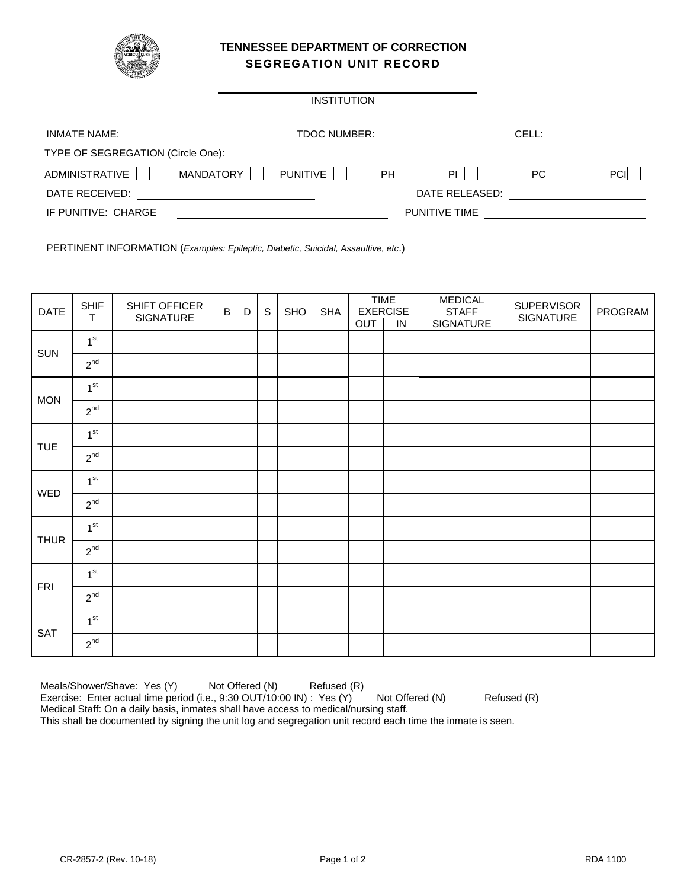# TENNESSEE DEPARTMENT OF CORRECTION

## SEGREGATION UNIT RECORD

______________________________
INSTITUTION

INMATE NAME: ______________________ TDOC NUMBER: ____________________ CELL: ________________

TYPE OF SEGREGATION (Circle One):

ADMINISTRATIVE ☐ MANDATORY ☐ PUNITIVE ☐ PH ☐ PI ☐ PC ☐ PCI ☐

DATE RECEIVED: ______________________ DATE RELEASED: ____________________

IF PUNITIVE: CHARGE ______________________ PUNITIVE TIME ____________________

PERTINENT INFORMATION (*Examples: Epileptic, Diabetic, Suicidal, Assaultive, etc*.) ______________________

| DATE | SHIFT | SHIFT OFFICER SIGNATURE | B | D | S | SHO | SHA | TIME EXERCISE | | MEDICAL STAFF SIGNATURE | SUPERVISOR SIGNATURE | PROGRAM |
|---|---|---|---|---|---|---|---|---|---|---|---|---|
| | | | | | | | | OUT | IN | | | |
| SUN | 1st | | | | | | | | | | | |
| | 2nd | | | | | | | | | | | |
| MON | 1st | | | | | | | | | | | |
| | 2nd | | | | | | | | | | | |
| TUE | 1st | | | | | | | | | | | |
| | 2nd | | | | | | | | | | | |
| WED | 1st | | | | | | | | | | | |
| | 2nd | | | | | | | | | | | |
| THUR | 1st | | | | | | | | | | | |
| | 2nd | | | | | | | | | | | |
| FRI | 1st | | | | | | | | | | | |
| | 2nd | | | | | | | | | | | |
| SAT | 1st | | | | | | | | | | | |
| | 2nd | | | | | | | | | | | |

Meals/Shower/Shave: Yes (Y) Not Offered (N) Refused (R)
Exercise: Enter actual time period (i.e., 9:30 OUT/10:00 IN) : Yes (Y) Not Offered (N) Refused (R)
Medical Staff: On a daily basis, inmates shall have access to medical/nursing staff.
This shall be documented by signing the unit log and segregation unit record each time the inmate is seen.

CR-2857-2 (Rev. 10-18) RDA 1100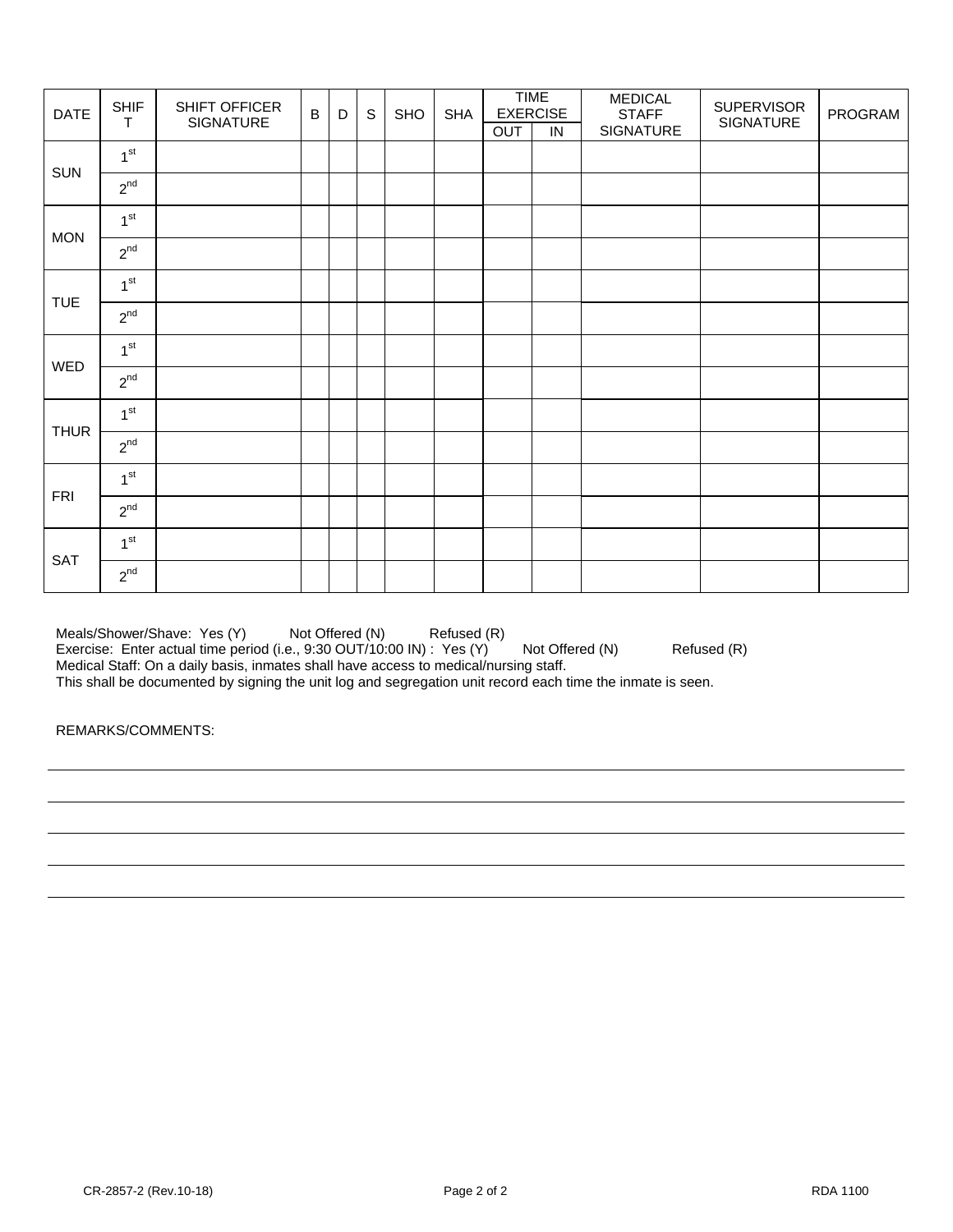| DATE | SHIFT | SHIFT OFFICER SIGNATURE | B | D | S | SHO | SHA | TIME EXERCISE | | MEDICAL STAFF SIGNATURE | SUPERVISOR SIGNATURE | PROGRAM |
|---|---|---|---|---|---|---|---|---|---|---|---|---|
| | | | | | | | | OUT | IN | | | |
| SUN | 1st | | | | | | | | | | | |
| | 2nd | | | | | | | | | | | |
| MON | 1st | | | | | | | | | | | |
| | 2nd | | | | | | | | | | | |
| TUE | 1st | | | | | | | | | | | |
| | 2nd | | | | | | | | | | | |
| WED | 1st | | | | | | | | | | | |
| | 2nd | | | | | | | | | | | |
| THUR | 1st | | | | | | | | | | | |
| | 2nd | | | | | | | | | | | |
| FRI | 1st | | | | | | | | | | | |
| | 2nd | | | | | | | | | | | |
| SAT | 1st | | | | | | | | | | | |
| | 2nd | | | | | | | | | | | |

Meals/Shower/Shave: Yes (Y) Not Offered (N) Refused (R)
Exercise: Enter actual time period (i.e., 9:30 OUT/10:00 IN) : Yes (Y) Not Offered (N) Refused (R)
Medical Staff: On a daily basis, inmates shall have access to medical/nursing staff.
This shall be documented by signing the unit log and segregation unit record each time the inmate is seen.

REMARKS/COMMENTS:

CR-2857-2 (Rev.10-18) RDA 1100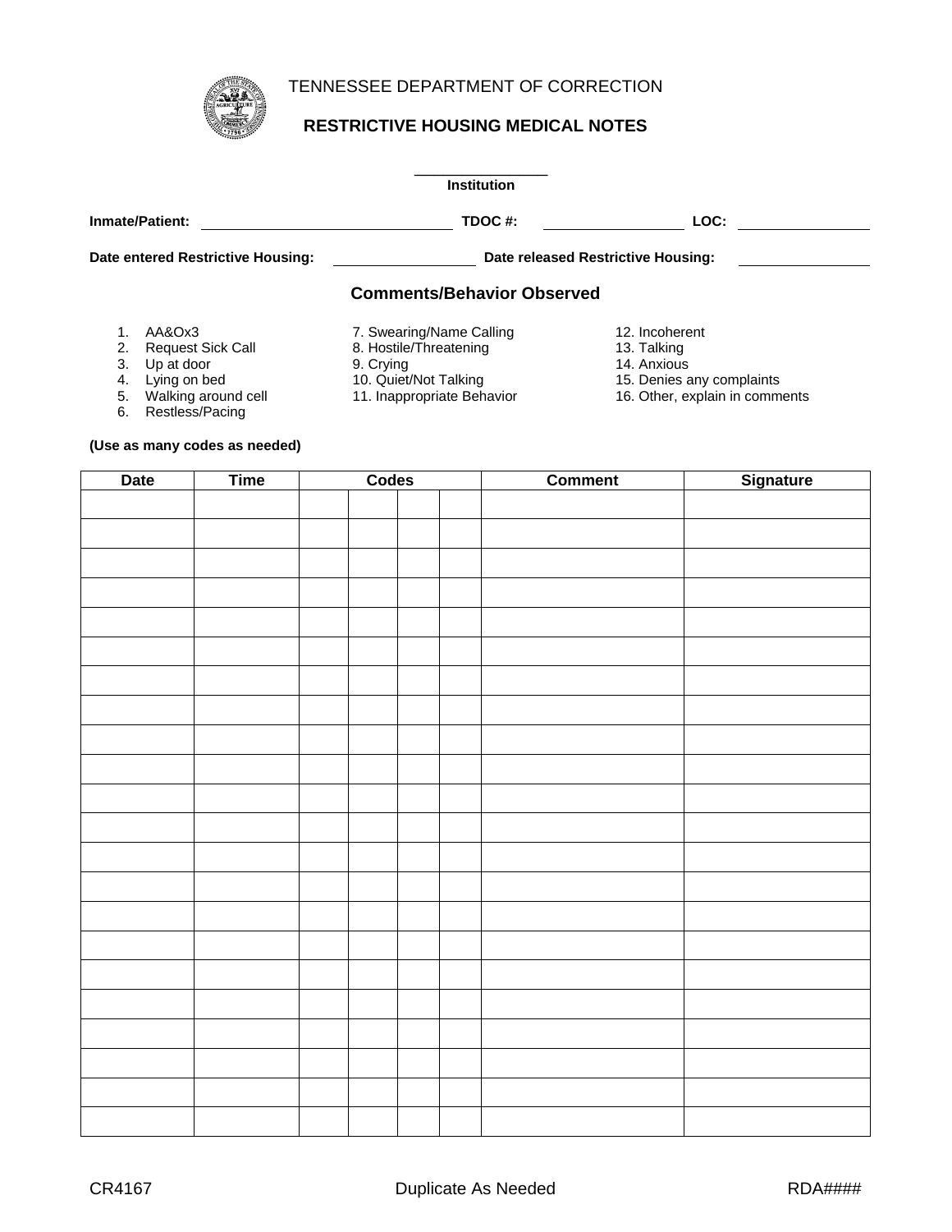TENNESSEE DEPARTMENT OF CORRECTION

# RESTRICTIVE HOUSING MEDICAL NOTES

_______________
**Institution**

**Inmate/Patient:** ______________________________ **TDOC #:** ________________ **LOC:** ________________

**Date entered Restrictive Housing:** ________________ **Date released Restrictive Housing:** ________________

## Comments/Behavior Observed

1. AA&Ox3
2. Request Sick Call
3. Up at door
4. Lying on bed
5. Walking around cell
6. Restless/Pacing
7. Swearing/Name Calling
8. Hostile/Threatening
9. Crying
10. Quiet/Not Talking
11. Inappropriate Behavior
12. Incoherent
13. Talking
14. Anxious
15. Denies any complaints
16. Other, explain in comments

**(Use as many codes as needed)**

| Date | Time | Codes | | | | Comment | Signature |
|---|---|---|---|---|---|---|---|
| | | | | | | | |
| | | | | | | | |
| | | | | | | | |
| | | | | | | | |
| | | | | | | | |
| | | | | | | | |
| | | | | | | | |
| | | | | | | | |
| | | | | | | | |
| | | | | | | | |
| | | | | | | | |
| | | | | | | | |
| | | | | | | | |
| | | | | | | | |
| | | | | | | | |
| | | | | | | | |
| | | | | | | | |
| | | | | | | | |
| | | | | | | | |
| | | | | | | | |
| | | | | | | | |
| | | | | | | | |

CR4167 Duplicate As Needed RDA####